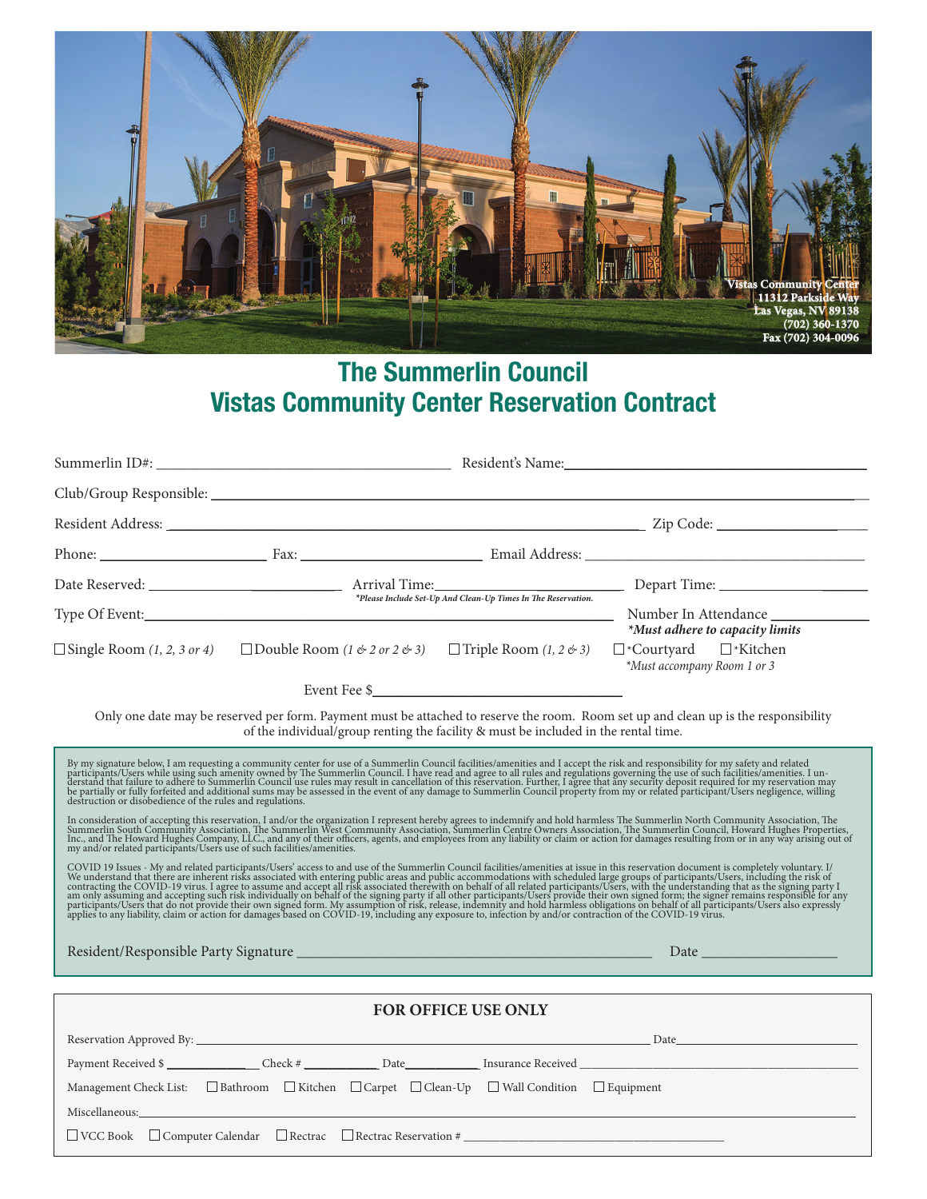Vistas Community Center
11312 Parkside Way
Las Vegas, NV 89138
(702) 360-1370
Fax (702) 304-0096

# The Summerlin Council
# Vistas Community Center Reservation Contract

Summerlin ID#: ______________________ Resident's Name: ______________________

Club/Group Responsible: ______________________

Resident Address: ______________________ Zip Code: ______________

Phone: ______________ Fax: ______________ Email Address: ______________________

Date Reserved: ______________ Arrival Time: ______________ Depart Time: ______________

*Please Include Set-Up And Clean-Up Times In The Reservation.*

Type Of Event: ______________________ Number In Attendance ______________

*\*Must adhere to capacity limits*

☐ Single Room *(1, 2, 3 or 4)* ☐ Double Room *(1 & 2 or 2 & 3)* ☐ Triple Room *(1, 2 & 3)* ☐ *Courtyard ☐ *Kitchen

*\*Must accompany Room 1 or 3*

Event Fee $______________

Only one date may be reserved per form. Payment must be attached to reserve the room. Room set up and clean up is the responsibility of the individual/group renting the facility & must be included in the rental time.

By my signature below, I am requesting a community center for use of a Summerlin Council facilities/amenities and I accept the risk and responsibility for my safety and related participants/Users while using such amenity owned by The Summerlin Council. I have read and agree to all rules and regulations governing the use of such facilities/amenities. I understand that failure to adhere to Summerlin Council use rules may result in cancellation of this reservation. Further, I agree that any security deposit required for my reservation may be partially or fully forfeited and additional sums may be assessed in the event of any damage to Summerlin Council property from my or related participant/Users negligence, willing destruction or disobedience of the rules and regulations.

In consideration of accepting this reservation, I and/or the organization I represent hereby agrees to indemnify and hold harmless The Summerlin North Community Association, The Summerlin South Community Association, The Summerlin West Community Association, Summerlin Centre Owners Association, The Summerlin Council, Howard Hughes Properties, Inc., and The Howard Hughes Company, LLC., and any of their officers, agents, and employees from any liability or claim or action for damages resulting from or in any way arising out of my and/or related participants/Users use of such facilities/amenities.

COVID 19 Issues - My and related participants/Users' access to and use of the Summerlin Council facilities/amenities at issue in this reservation document is completely voluntary. I/We understand that there are inherent risks associated with entering public areas and public accommodations with scheduled large groups of participants/Users, including the risk of contracting the COVID-19 virus. I agree to assume and accept all risk associated therewith on behalf of all related participants/Users, with the understanding that as the signing party I am only assuming and accepting such risk individually on behalf of the signing party if all other participants/Users provide their own signed form; the signer remains responsible for any participants/Users that do not provide their own signed form. My assumption of risk, release, indemnity and hold harmless obligations on behalf of all participants/Users also expressly applies to any liability, claim or action for damages based on COVID-19, including any exposure to, infection by and/or contraction of the COVID-19 virus.

Resident/Responsible Party Signature ______________________ Date ______________

## FOR OFFICE USE ONLY

Reservation Approved By: ______________________ Date ______________

Payment Received $ __________ Check # __________ Date __________ Insurance Received ______________

Management Check List: ☐ Bathroom ☐ Kitchen ☐ Carpet ☐ Clean-Up ☐ Wall Condition ☐ Equipment

Miscellaneous: ______________________

☐ VCC Book ☐ Computer Calendar ☐ Rectrac ☐ Rectrac Reservation # ______________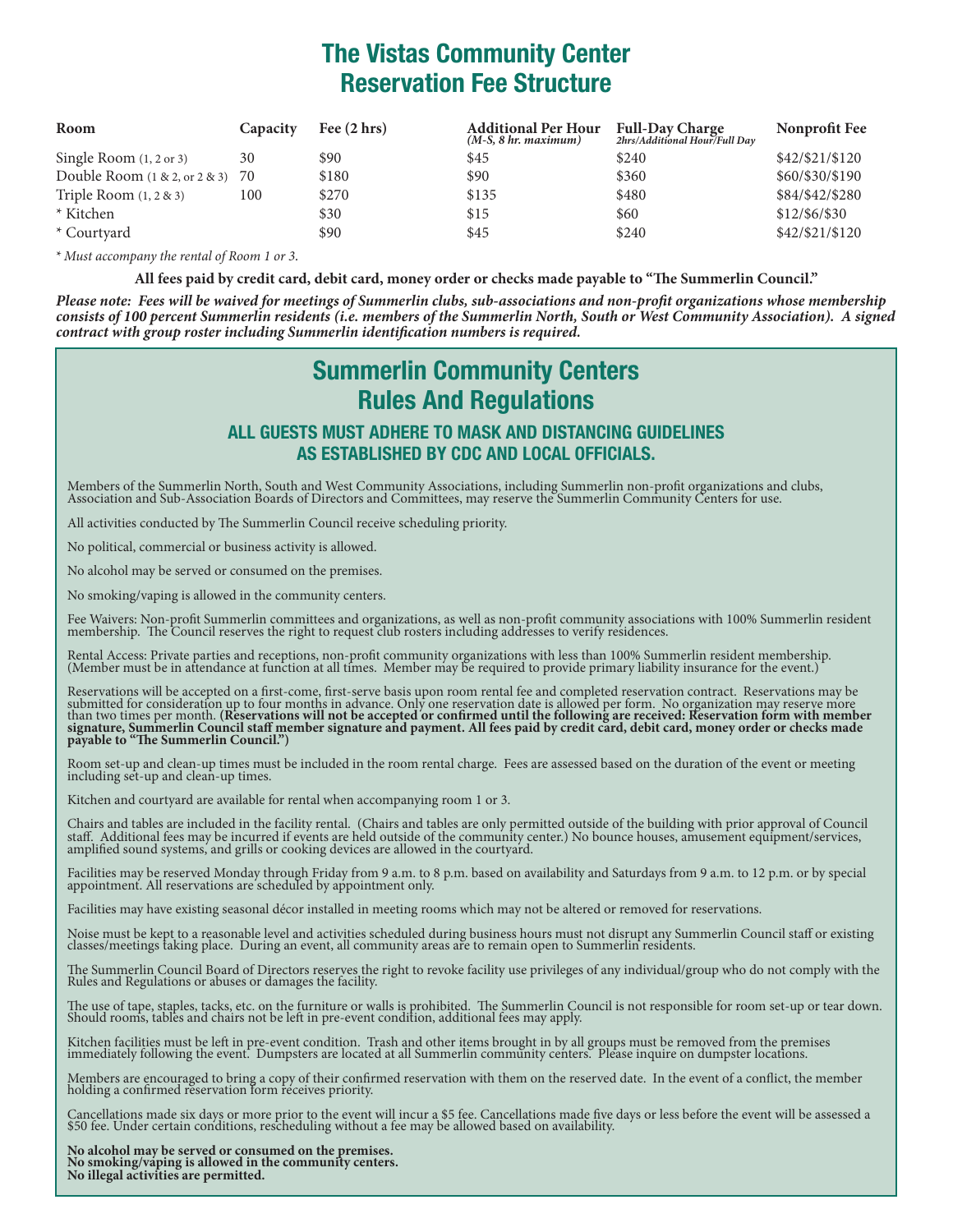# The Vistas Community Center
# Reservation Fee Structure

| Room | Capacity | Fee (2 hrs) | Additional Per Hour *(M-S, 8 hr. maximum)* | Full-Day Charge *2hrs/Additional Hour/Full Day* | Nonprofit Fee |
|---|---|---|---|---|---|
| Single Room (1, 2 or 3) | 30 | $90 | $45 | $240 | $42/$21/$120 |
| Double Room (1 & 2, or 2 & 3) | 70 | $180 | $90 | $360 | $60/$30/$190 |
| Triple Room (1, 2 & 3) | 100 | $270 | $135 | $480 | $84/$42/$280 |
| * Kitchen | | $30 | $15 | $60 | $12/$6/$30 |
| * Courtyard | | $90 | $45 | $240 | $42/$21/$120 |

*\* Must accompany the rental of Room 1 or 3.*

**All fees paid by credit card, debit card, money order or checks made payable to "The Summerlin Council."**

***Please note: Fees will be waived for meetings of Summerlin clubs, sub-associations and non-profit organizations whose membership consists of 100 percent Summerlin residents (i.e. members of the Summerlin North, South or West Community Association). A signed contract with group roster including Summerlin identification numbers is required.***

## Summerlin Community Centers Rules And Regulations

### ALL GUESTS MUST ADHERE TO MASK AND DISTANCING GUIDELINES AS ESTABLISHED BY CDC AND LOCAL OFFICIALS.

Members of the Summerlin North, South and West Community Associations, including Summerlin non-profit organizations and clubs, Association and Sub-Association Boards of Directors and Committees, may reserve the Summerlin Community Centers for use.

All activities conducted by The Summerlin Council receive scheduling priority.

No political, commercial or business activity is allowed.

No alcohol may be served or consumed on the premises.

No smoking/vaping is allowed in the community centers.

Fee Waivers: Non-profit Summerlin committees and organizations, as well as non-profit community associations with 100% Summerlin resident membership. The Council reserves the right to request club rosters including addresses to verify residences.

Rental Access: Private parties and receptions, non-profit community organizations with less than 100% Summerlin resident membership. (Member must be in attendance at function at all times. Member may be required to provide primary liability insurance for the event.)

Reservations will be accepted on a first-come, first-serve basis upon room rental fee and completed reservation contract. Reservations may be submitted for consideration up to four months in advance. Only one reservation date is allowed per form. No organization may reserve more than two times per month. **(Reservations will not be accepted or confirmed until the following are received: Reservation form with member signature, Summerlin Council staff member signature and payment. All fees paid by credit card, debit card, money order or checks made payable to "The Summerlin Council.")**

Room set-up and clean-up times must be included in the room rental charge. Fees are assessed based on the duration of the event or meeting including set-up and clean-up times.

Kitchen and courtyard are available for rental when accompanying room 1 or 3.

Chairs and tables are included in the facility rental. (Chairs and tables are only permitted outside of the building with prior approval of Council staff. Additional fees may be incurred if events are held outside of the community center.) No bounce houses, amusement equipment/services, amplified sound systems, and grills or cooking devices are allowed in the courtyard.

Facilities may be reserved Monday through Friday from 9 a.m. to 8 p.m. based on availability and Saturdays from 9 a.m. to 12 p.m. or by special appointment. All reservations are scheduled by appointment only.

Facilities may have existing seasonal décor installed in meeting rooms which may not be altered or removed for reservations.

Noise must be kept to a reasonable level and activities scheduled during business hours must not disrupt any Summerlin Council staff or existing classes/meetings taking place. During an event, all community areas are to remain open to Summerlin residents.

The Summerlin Council Board of Directors reserves the right to revoke facility use privileges of any individual/group who do not comply with the Rules and Regulations or abuses or damages the facility.

The use of tape, staples, tacks, etc. on the furniture or walls is prohibited. The Summerlin Council is not responsible for room set-up or tear down. Should rooms, tables and chairs not be left in pre-event condition, additional fees may apply.

Kitchen facilities must be left in pre-event condition. Trash and other items brought in by all groups must be removed from the premises immediately following the event. Dumpsters are located at all Summerlin community centers. Please inquire on dumpster locations.

Members are encouraged to bring a copy of their confirmed reservation with them on the reserved date. In the event of a conflict, the member holding a confirmed reservation form receives priority.

Cancellations made six days or more prior to the event will incur a $5 fee. Cancellations made five days or less before the event will be assessed a $50 fee. Under certain conditions, rescheduling without a fee may be allowed based on availability.

**No alcohol may be served or consumed on the premises.**
**No smoking/vaping is allowed in the community centers.**
**No illegal activities are permitted.**